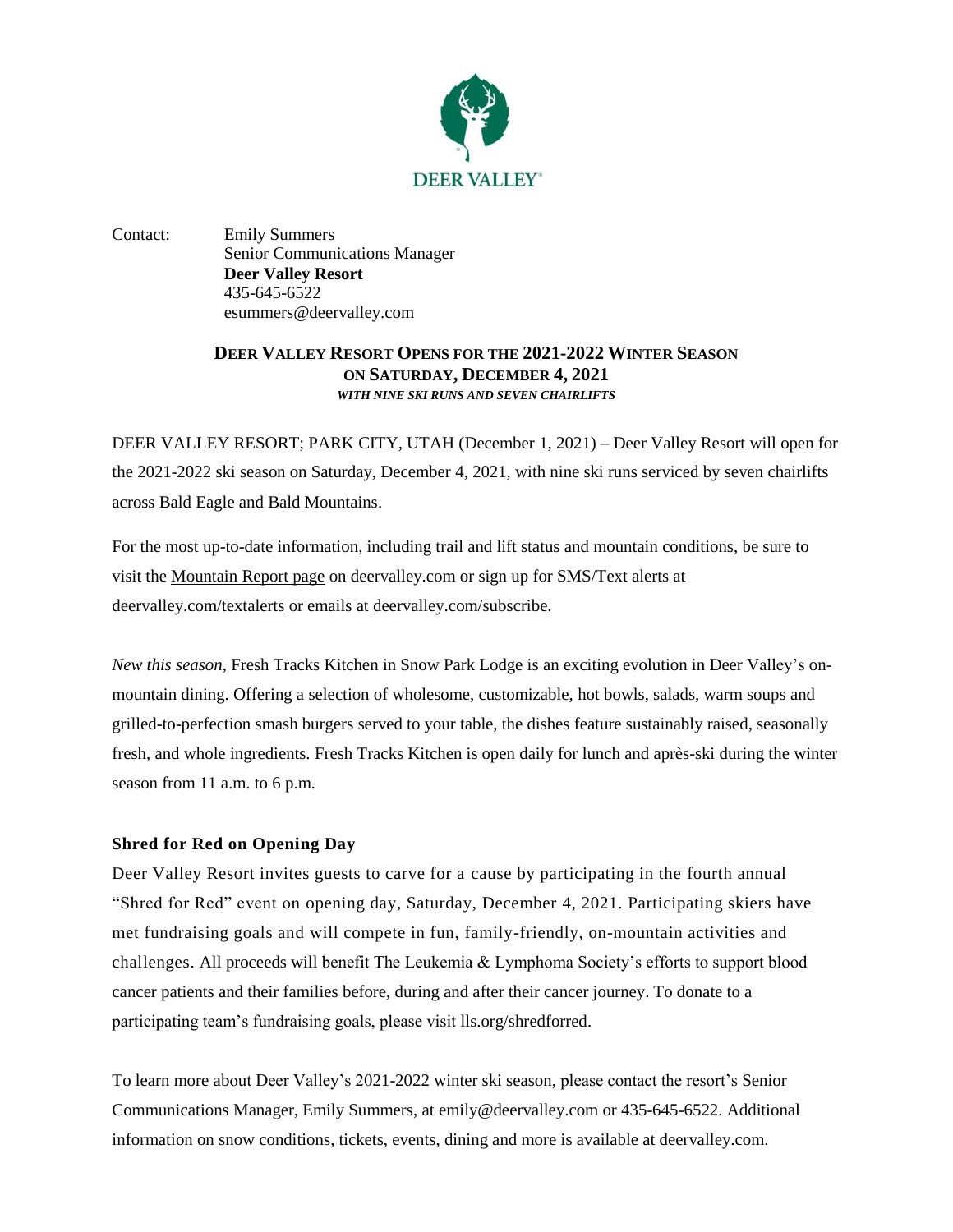DEER VALLEY®

Contact: Emily Summers
Senior Communications Manager
**Deer Valley Resort**
435-645-6522
esummers@deervalley.com

## DEER VALLEY RESORT OPENS FOR THE 2021-2022 WINTER SEASON ON SATURDAY, DECEMBER 4, 2021

***WITH NINE SKI RUNS AND SEVEN CHAIRLIFTS***

DEER VALLEY RESORT; PARK CITY, UTAH (December 1, 2021) – Deer Valley Resort will open for the 2021-2022 ski season on Saturday, December 4, 2021, with nine ski runs serviced by seven chairlifts across Bald Eagle and Bald Mountains.

For the most up-to-date information, including trail and lift status and mountain conditions, be sure to visit the Mountain Report page on deervalley.com or sign up for SMS/Text alerts at deervalley.com/textalerts or emails at deervalley.com/subscribe.

*New this season*, Fresh Tracks Kitchen in Snow Park Lodge is an exciting evolution in Deer Valley's on-mountain dining. Offering a selection of wholesome, customizable, hot bowls, salads, warm soups and grilled-to-perfection smash burgers served to your table, the dishes feature sustainably raised, seasonally fresh, and whole ingredients. Fresh Tracks Kitchen is open daily for lunch and après-ski during the winter season from 11 a.m. to 6 p.m.

### Shred for Red on Opening Day

Deer Valley Resort invites guests to carve for a cause by participating in the fourth annual "Shred for Red" event on opening day, Saturday, December 4, 2021. Participating skiers have met fundraising goals and will compete in fun, family-friendly, on-mountain activities and challenges. All proceeds will benefit The Leukemia & Lymphoma Society's efforts to support blood cancer patients and their families before, during and after their cancer journey. To donate to a participating team's fundraising goals, please visit lls.org/shredforred.

To learn more about Deer Valley's 2021-2022 winter ski season, please contact the resort's Senior Communications Manager, Emily Summers, at emily@deervalley.com or 435-645-6522. Additional information on snow conditions, tickets, events, dining and more is available at deervalley.com.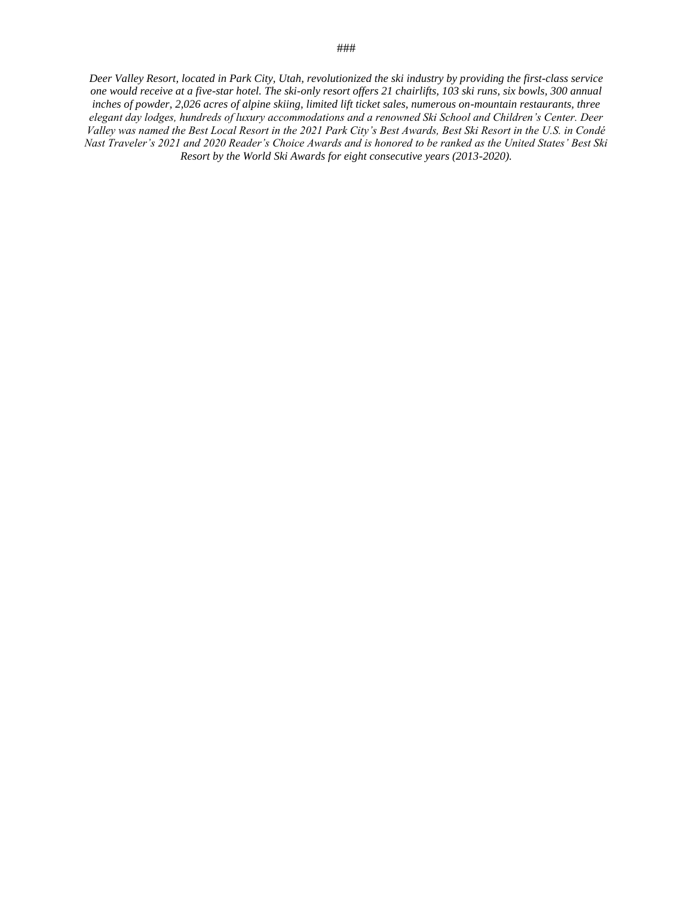###

*Deer Valley Resort, located in Park City, Utah, revolutionized the ski industry by providing the first-class service one would receive at a five-star hotel. The ski-only resort offers 21 chairlifts, 103 ski runs, six bowls, 300 annual inches of powder, 2,026 acres of alpine skiing, limited lift ticket sales, numerous on-mountain restaurants, three elegant day lodges, hundreds of luxury accommodations and a renowned Ski School and Children's Center. Deer Valley was named the Best Local Resort in the 2021 Park City's Best Awards, Best Ski Resort in the U.S. in Condé Nast Traveler's 2021 and 2020 Reader's Choice Awards and is honored to be ranked as the United States' Best Ski Resort by the World Ski Awards for eight consecutive years (2013-2020).*